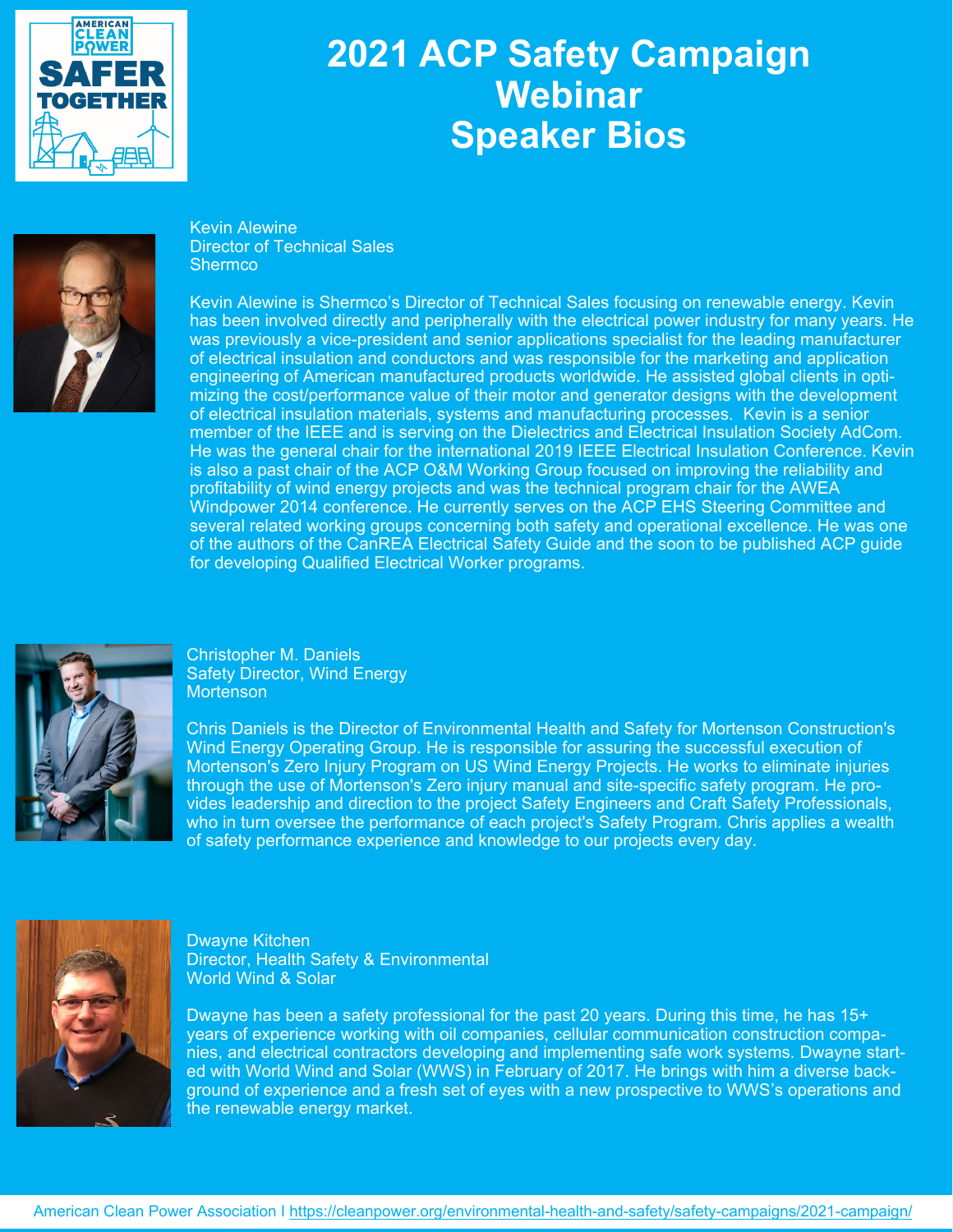# 2021 ACP Safety Campaign Webinar Speaker Bios

Kevin Alewine
Director of Technical Sales
Shermco

Kevin Alewine is Shermco's Director of Technical Sales focusing on renewable energy. Kevin has been involved directly and peripherally with the electrical power industry for many years. He was previously a vice-president and senior applications specialist for the leading manufacturer of electrical insulation and conductors and was responsible for the marketing and application engineering of American manufactured products worldwide. He assisted global clients in optimizing the cost/performance value of their motor and generator designs with the development of electrical insulation materials, systems and manufacturing processes. Kevin is a senior member of the IEEE and is serving on the Dielectrics and Electrical Insulation Society AdCom. He was the general chair for the international 2019 IEEE Electrical Insulation Conference. Kevin is also a past chair of the ACP O&M Working Group focused on improving the reliability and profitability of wind energy projects and was the technical program chair for the AWEA Windpower 2014 conference. He currently serves on the ACP EHS Steering Committee and several related working groups concerning both safety and operational excellence. He was one of the authors of the CanREA Electrical Safety Guide and the soon to be published ACP guide for developing Qualified Electrical Worker programs.

Christopher M. Daniels
Safety Director, Wind Energy
Mortenson

Chris Daniels is the Director of Environmental Health and Safety for Mortenson Construction's Wind Energy Operating Group. He is responsible for assuring the successful execution of Mortenson's Zero Injury Program on US Wind Energy Projects. He works to eliminate injuries through the use of Mortenson's Zero injury manual and site-specific safety program. He provides leadership and direction to the project Safety Engineers and Craft Safety Professionals, who in turn oversee the performance of each project's Safety Program. Chris applies a wealth of safety performance experience and knowledge to our projects every day.

Dwayne Kitchen
Director, Health Safety & Environmental
World Wind & Solar

Dwayne has been a safety professional for the past 20 years. During this time, he has 15+ years of experience working with oil companies, cellular communication construction companies, and electrical contractors developing and implementing safe work systems. Dwayne started with World Wind and Solar (WWS) in February of 2017. He brings with him a diverse background of experience and a fresh set of eyes with a new prospective to WWS's operations and the renewable energy market.

American Clean Power Association I https://cleanpower.org/environmental-health-and-safety/safety-campaigns/2021-campaign/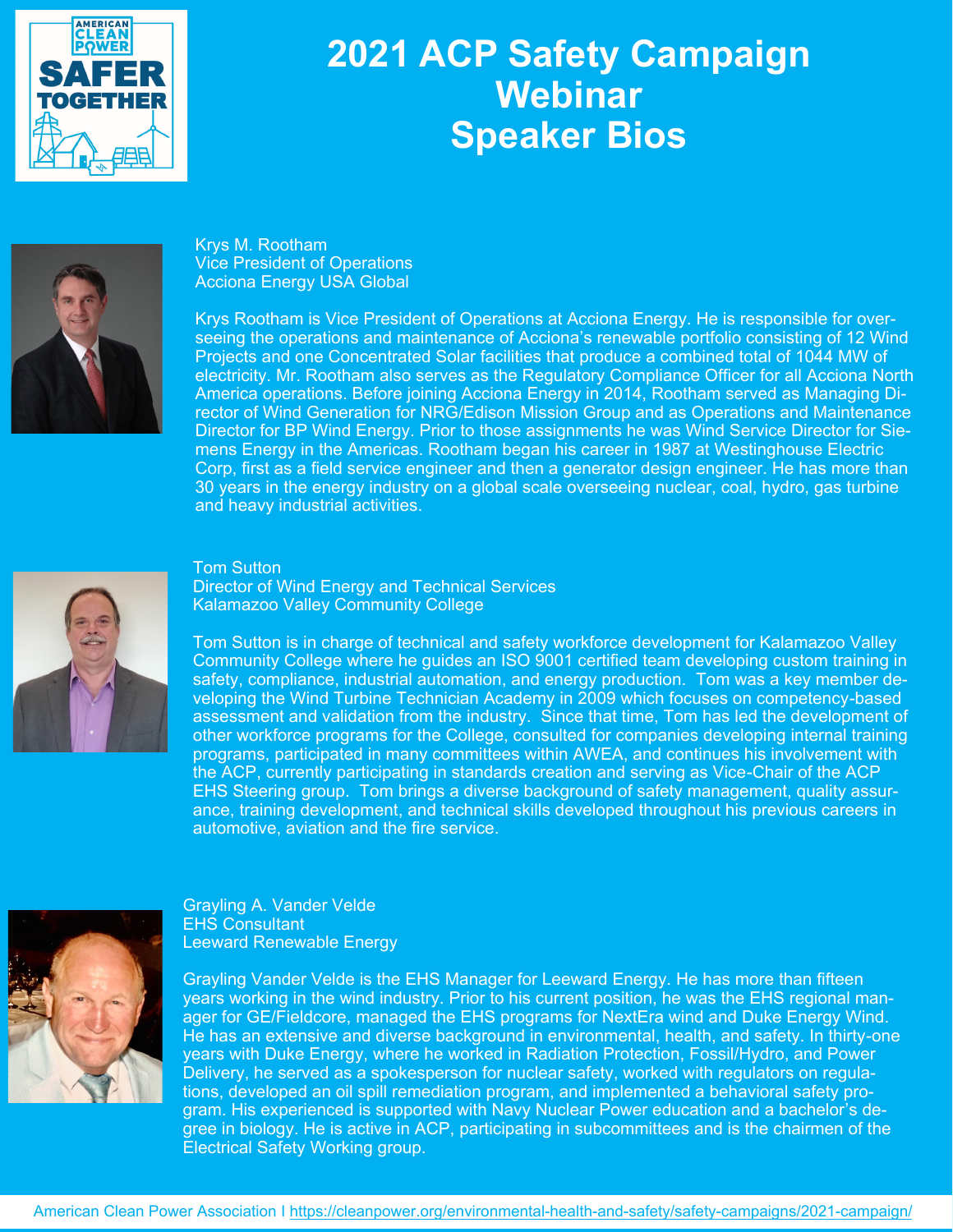# 2021 ACP Safety Campaign Webinar Speaker Bios

Krys M. Rootham
Vice President of Operations
Acciona Energy USA Global

Krys Rootham is Vice President of Operations at Acciona Energy. He is responsible for overseeing the operations and maintenance of Acciona's renewable portfolio consisting of 12 Wind Projects and one Concentrated Solar facilities that produce a combined total of 1044 MW of electricity. Mr. Rootham also serves as the Regulatory Compliance Officer for all Acciona North America operations. Before joining Acciona Energy in 2014, Rootham served as Managing Director of Wind Generation for NRG/Edison Mission Group and as Operations and Maintenance Director for BP Wind Energy. Prior to those assignments he was Wind Service Director for Siemens Energy in the Americas. Rootham began his career in 1987 at Westinghouse Electric Corp, first as a field service engineer and then a generator design engineer. He has more than 30 years in the energy industry on a global scale overseeing nuclear, coal, hydro, gas turbine and heavy industrial activities.

Tom Sutton
Director of Wind Energy and Technical Services
Kalamazoo Valley Community College

Tom Sutton is in charge of technical and safety workforce development for Kalamazoo Valley Community College where he guides an ISO 9001 certified team developing custom training in safety, compliance, industrial automation, and energy production. Tom was a key member developing the Wind Turbine Technician Academy in 2009 which focuses on competency-based assessment and validation from the industry. Since that time, Tom has led the development of other workforce programs for the College, consulted for companies developing internal training programs, participated in many committees within AWEA, and continues his involvement with the ACP, currently participating in standards creation and serving as Vice-Chair of the ACP EHS Steering group. Tom brings a diverse background of safety management, quality assurance, training development, and technical skills developed throughout his previous careers in automotive, aviation and the fire service.

Grayling A. Vander Velde
EHS Consultant
Leeward Renewable Energy

Grayling Vander Velde is the EHS Manager for Leeward Energy. He has more than fifteen years working in the wind industry. Prior to his current position, he was the EHS regional manager for GE/Fieldcore, managed the EHS programs for NextEra wind and Duke Energy Wind. He has an extensive and diverse background in environmental, health, and safety. In thirty-one years with Duke Energy, where he worked in Radiation Protection, Fossil/Hydro, and Power Delivery, he served as a spokesperson for nuclear safety, worked with regulators on regulations, developed an oil spill remediation program, and implemented a behavioral safety program. His experienced is supported with Navy Nuclear Power education and a bachelor's degree in biology. He is active in ACP, participating in subcommittees and is the chairmen of the Electrical Safety Working group.

American Clean Power Association I https://cleanpower.org/environmental-health-and-safety/safety-campaigns/2021-campaign/